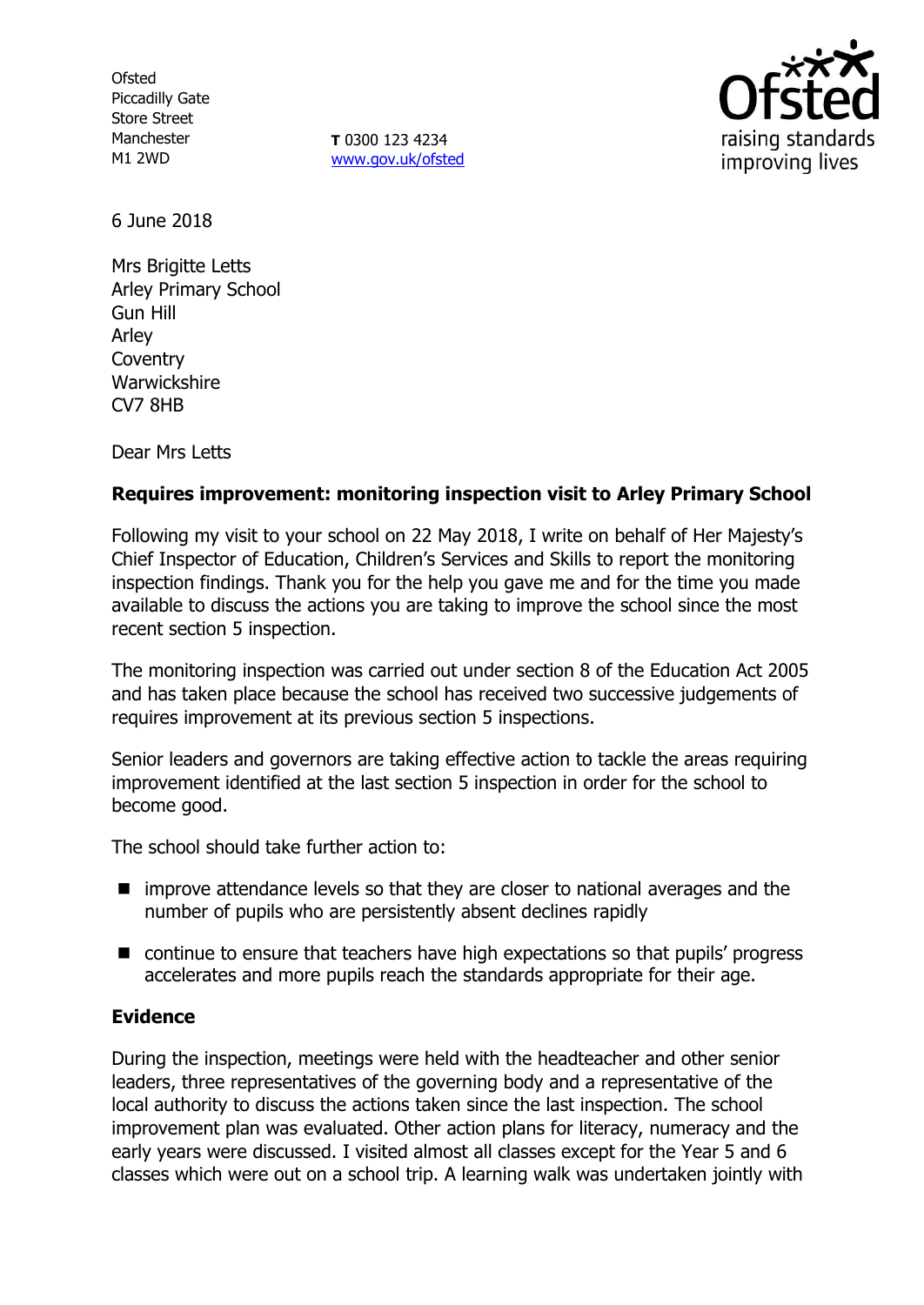Ofsted
Piccadilly Gate
Store Street
Manchester
M1 2WD

**T** 0300 123 4234
www.gov.uk/ofsted

6 June 2018

Mrs Brigitte Letts
Arley Primary School
Gun Hill
Arley
Coventry
Warwickshire
CV7 8HB

Dear Mrs Letts

**Requires improvement: monitoring inspection visit to Arley Primary School**

Following my visit to your school on 22 May 2018, I write on behalf of Her Majesty's Chief Inspector of Education, Children's Services and Skills to report the monitoring inspection findings. Thank you for the help you gave me and for the time you made available to discuss the actions you are taking to improve the school since the most recent section 5 inspection.

The monitoring inspection was carried out under section 8 of the Education Act 2005 and has taken place because the school has received two successive judgements of requires improvement at its previous section 5 inspections.

Senior leaders and governors are taking effective action to tackle the areas requiring improvement identified at the last section 5 inspection in order for the school to become good.

The school should take further action to:

- improve attendance levels so that they are closer to national averages and the number of pupils who are persistently absent declines rapidly
- continue to ensure that teachers have high expectations so that pupils' progress accelerates and more pupils reach the standards appropriate for their age.

**Evidence**

During the inspection, meetings were held with the headteacher and other senior leaders, three representatives of the governing body and a representative of the local authority to discuss the actions taken since the last inspection. The school improvement plan was evaluated. Other action plans for literacy, numeracy and the early years were discussed. I visited almost all classes except for the Year 5 and 6 classes which were out on a school trip. A learning walk was undertaken jointly with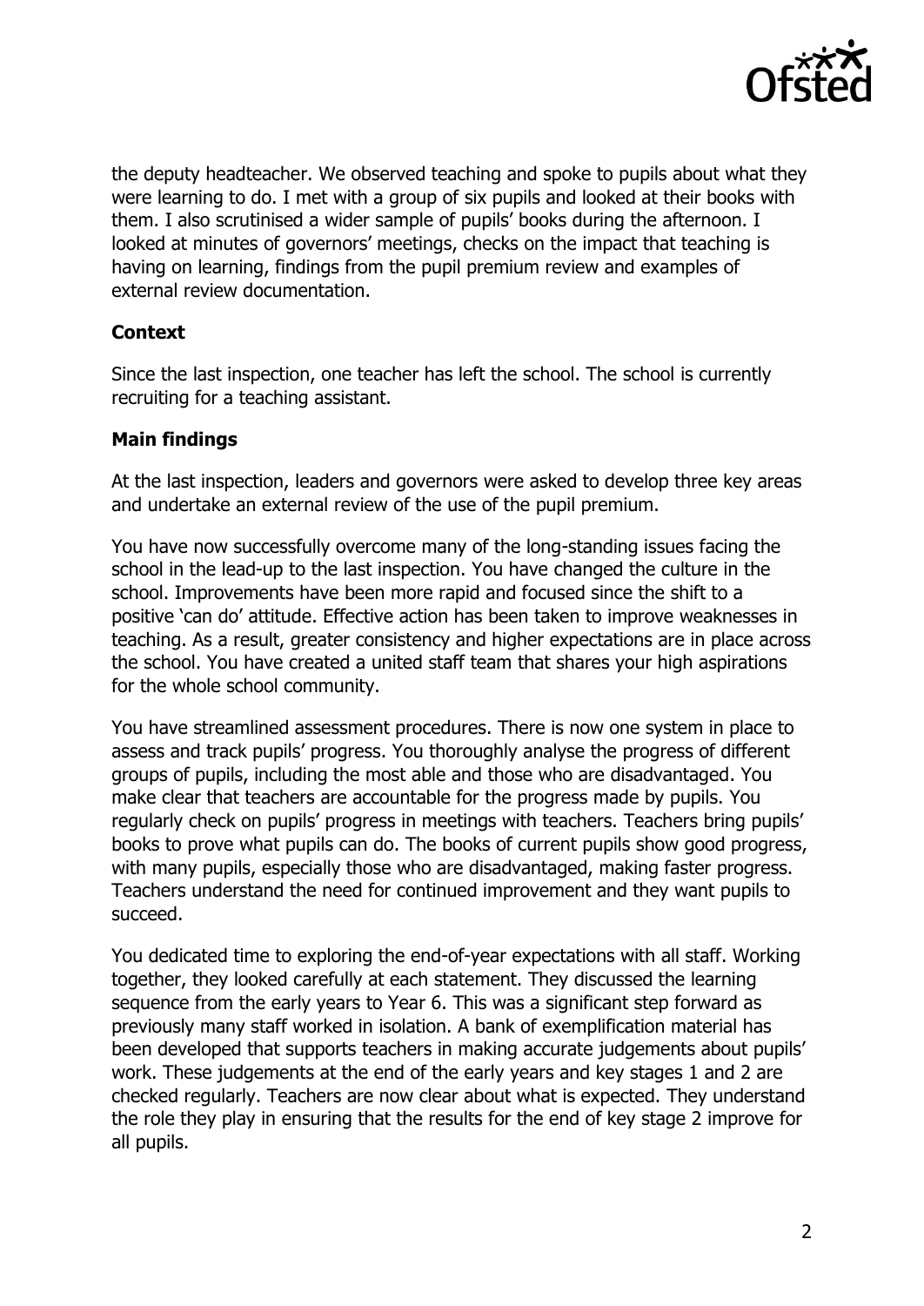the deputy headteacher. We observed teaching and spoke to pupils about what they were learning to do. I met with a group of six pupils and looked at their books with them. I also scrutinised a wider sample of pupils' books during the afternoon. I looked at minutes of governors' meetings, checks on the impact that teaching is having on learning, findings from the pupil premium review and examples of external review documentation.

**Context**

Since the last inspection, one teacher has left the school. The school is currently recruiting for a teaching assistant.

**Main findings**

At the last inspection, leaders and governors were asked to develop three key areas and undertake an external review of the use of the pupil premium.

You have now successfully overcome many of the long-standing issues facing the school in the lead-up to the last inspection. You have changed the culture in the school. Improvements have been more rapid and focused since the shift to a positive 'can do' attitude. Effective action has been taken to improve weaknesses in teaching. As a result, greater consistency and higher expectations are in place across the school. You have created a united staff team that shares your high aspirations for the whole school community.

You have streamlined assessment procedures. There is now one system in place to assess and track pupils' progress. You thoroughly analyse the progress of different groups of pupils, including the most able and those who are disadvantaged. You make clear that teachers are accountable for the progress made by pupils. You regularly check on pupils' progress in meetings with teachers. Teachers bring pupils' books to prove what pupils can do. The books of current pupils show good progress, with many pupils, especially those who are disadvantaged, making faster progress. Teachers understand the need for continued improvement and they want pupils to succeed.

You dedicated time to exploring the end-of-year expectations with all staff. Working together, they looked carefully at each statement. They discussed the learning sequence from the early years to Year 6. This was a significant step forward as previously many staff worked in isolation. A bank of exemplification material has been developed that supports teachers in making accurate judgements about pupils' work. These judgements at the end of the early years and key stages 1 and 2 are checked regularly. Teachers are now clear about what is expected. They understand the role they play in ensuring that the results for the end of key stage 2 improve for all pupils.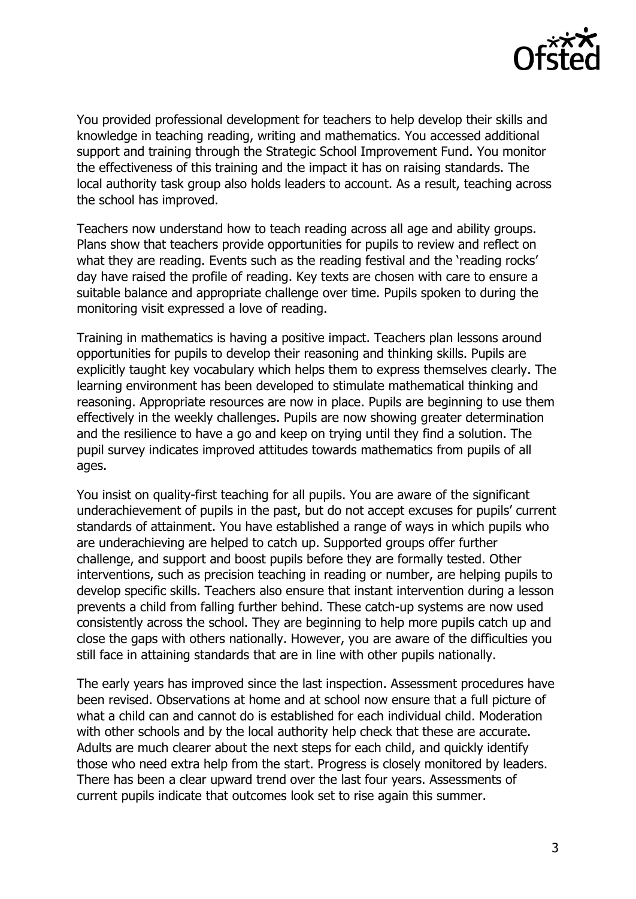You provided professional development for teachers to help develop their skills and knowledge in teaching reading, writing and mathematics. You accessed additional support and training through the Strategic School Improvement Fund. You monitor the effectiveness of this training and the impact it has on raising standards. The local authority task group also holds leaders to account. As a result, teaching across the school has improved.

Teachers now understand how to teach reading across all age and ability groups. Plans show that teachers provide opportunities for pupils to review and reflect on what they are reading. Events such as the reading festival and the 'reading rocks' day have raised the profile of reading. Key texts are chosen with care to ensure a suitable balance and appropriate challenge over time. Pupils spoken to during the monitoring visit expressed a love of reading.

Training in mathematics is having a positive impact. Teachers plan lessons around opportunities for pupils to develop their reasoning and thinking skills. Pupils are explicitly taught key vocabulary which helps them to express themselves clearly. The learning environment has been developed to stimulate mathematical thinking and reasoning. Appropriate resources are now in place. Pupils are beginning to use them effectively in the weekly challenges. Pupils are now showing greater determination and the resilience to have a go and keep on trying until they find a solution. The pupil survey indicates improved attitudes towards mathematics from pupils of all ages.

You insist on quality-first teaching for all pupils. You are aware of the significant underachievement of pupils in the past, but do not accept excuses for pupils' current standards of attainment. You have established a range of ways in which pupils who are underachieving are helped to catch up. Supported groups offer further challenge, and support and boost pupils before they are formally tested. Other interventions, such as precision teaching in reading or number, are helping pupils to develop specific skills. Teachers also ensure that instant intervention during a lesson prevents a child from falling further behind. These catch-up systems are now used consistently across the school. They are beginning to help more pupils catch up and close the gaps with others nationally. However, you are aware of the difficulties you still face in attaining standards that are in line with other pupils nationally.

The early years has improved since the last inspection. Assessment procedures have been revised. Observations at home and at school now ensure that a full picture of what a child can and cannot do is established for each individual child. Moderation with other schools and by the local authority help check that these are accurate. Adults are much clearer about the next steps for each child, and quickly identify those who need extra help from the start. Progress is closely monitored by leaders. There has been a clear upward trend over the last four years. Assessments of current pupils indicate that outcomes look set to rise again this summer.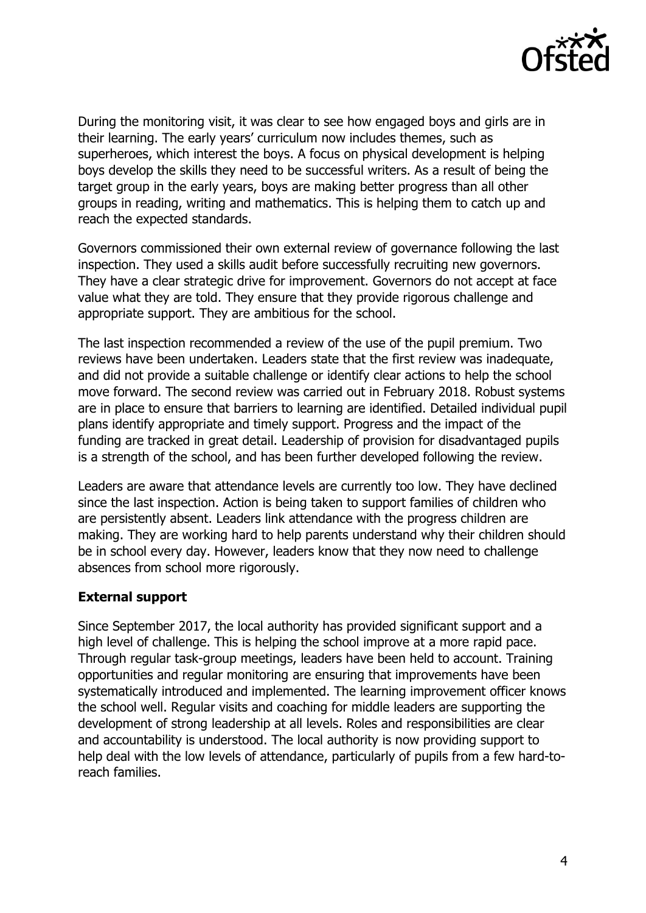During the monitoring visit, it was clear to see how engaged boys and girls are in their learning. The early years' curriculum now includes themes, such as superheroes, which interest the boys. A focus on physical development is helping boys develop the skills they need to be successful writers. As a result of being the target group in the early years, boys are making better progress than all other groups in reading, writing and mathematics. This is helping them to catch up and reach the expected standards.

Governors commissioned their own external review of governance following the last inspection. They used a skills audit before successfully recruiting new governors. They have a clear strategic drive for improvement. Governors do not accept at face value what they are told. They ensure that they provide rigorous challenge and appropriate support. They are ambitious for the school.

The last inspection recommended a review of the use of the pupil premium. Two reviews have been undertaken. Leaders state that the first review was inadequate, and did not provide a suitable challenge or identify clear actions to help the school move forward. The second review was carried out in February 2018. Robust systems are in place to ensure that barriers to learning are identified. Detailed individual pupil plans identify appropriate and timely support. Progress and the impact of the funding are tracked in great detail. Leadership of provision for disadvantaged pupils is a strength of the school, and has been further developed following the review.

Leaders are aware that attendance levels are currently too low. They have declined since the last inspection. Action is being taken to support families of children who are persistently absent. Leaders link attendance with the progress children are making. They are working hard to help parents understand why their children should be in school every day. However, leaders know that they now need to challenge absences from school more rigorously.

**External support**

Since September 2017, the local authority has provided significant support and a high level of challenge. This is helping the school improve at a more rapid pace. Through regular task-group meetings, leaders have been held to account. Training opportunities and regular monitoring are ensuring that improvements have been systematically introduced and implemented. The learning improvement officer knows the school well. Regular visits and coaching for middle leaders are supporting the development of strong leadership at all levels. Roles and responsibilities are clear and accountability is understood. The local authority is now providing support to help deal with the low levels of attendance, particularly of pupils from a few hard-to-reach families.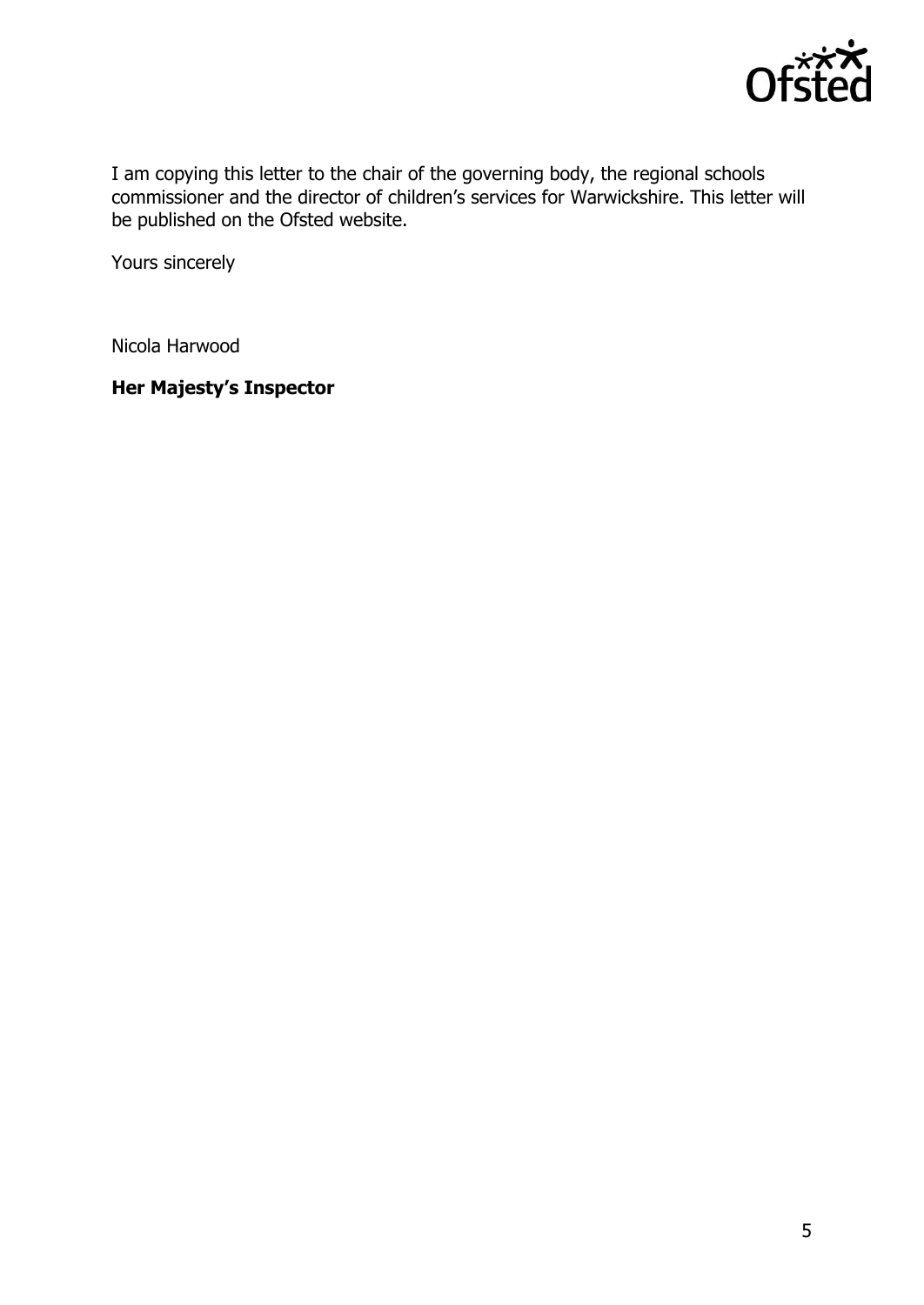I am copying this letter to the chair of the governing body, the regional schools commissioner and the director of children's services for Warwickshire. This letter will be published on the Ofsted website.

Yours sincerely

Nicola Harwood

**Her Majesty's Inspector**